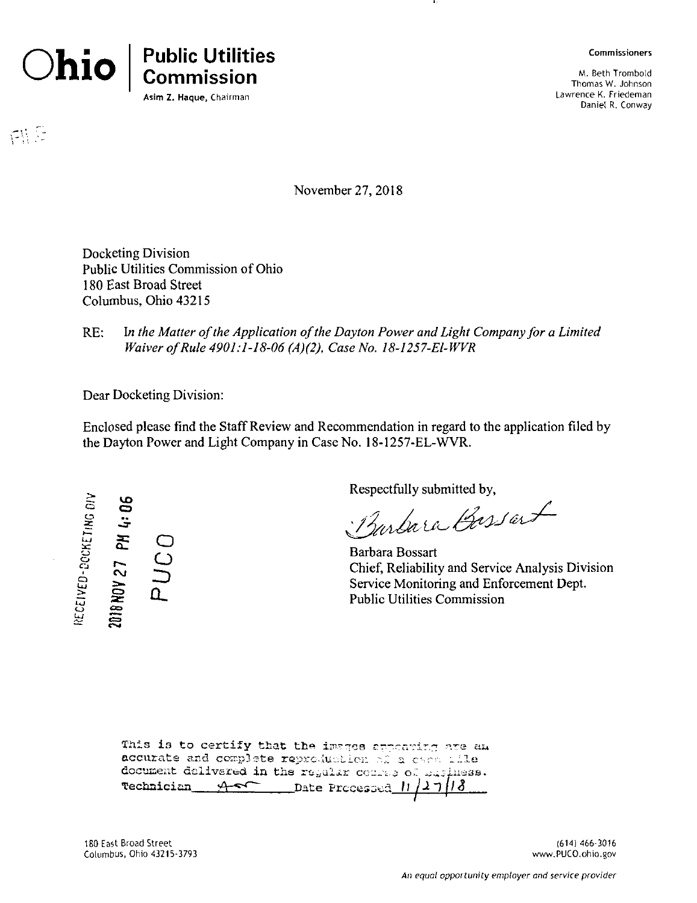**Ohio** | **Public Utilities Commission**
Asim Z. Haque, Chairman

**Commissioners**

M. Beth Trombold
Thomas W. Johnson
Lawrence K. Friedeman
Daniel R. Conway

November 27, 2018

Docketing Division
Public Utilities Commission of Ohio
180 East Broad Street
Columbus, Ohio 43215

RE: *In the Matter of the Application of the Dayton Power and Light Company for a Limited Waiver of Rule 4901:1-18-06 (A)(2), Case No. 18-1257-El-WVR*

Dear Docketing Division:

Enclosed please find the Staff Review and Recommendation in regard to the application filed by the Dayton Power and Light Company in Case No. 18-1257-EL-WVR.

RECEIVED-DOCKETING DIV
2018 NOV 27 PM 4:06
PUCO

Respectfully submitted by,

*Barbara Bossart*

Barbara Bossart
Chief, Reliability and Service Analysis Division
Service Monitoring and Enforcement Dept.
Public Utilities Commission

This is to certify that the images appearing are an accurate and complete reproduction of a case file document delivered in the regular course of business.
Technician ____ Date Processed 11/27/18

180 East Broad Street
Columbus, Ohio 43215-3793

(614) 466-3016
www.PUCO.ohio.gov

*An equal opportunity employer and service provider*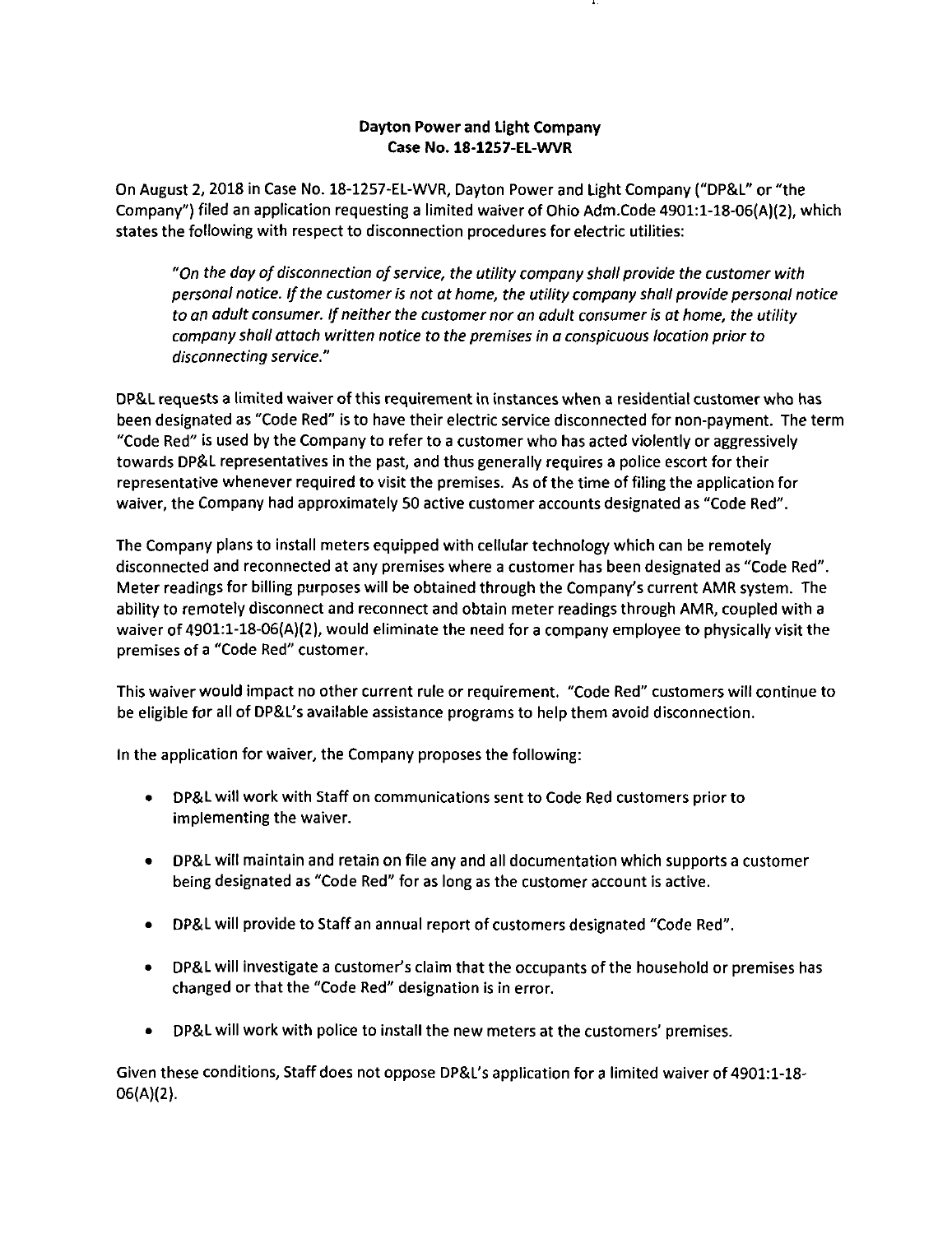**Dayton Power and Light Company**
**Case No. 18-1257-EL-WVR**

On August 2, 2018 in Case No. 18-1257-EL-WVR, Dayton Power and Light Company ("DP&L" or "the Company") filed an application requesting a limited waiver of Ohio Adm.Code 4901:1-18-06(A)(2), which states the following with respect to disconnection procedures for electric utilities:

> *"On the day of disconnection of service, the utility company shall provide the customer with personal notice. If the customer is not at home, the utility company shall provide personal notice to an adult consumer. If neither the customer nor an adult consumer is at home, the utility company shall attach written notice to the premises in a conspicuous location prior to disconnecting service."*

DP&L requests a limited waiver of this requirement in instances when a residential customer who has been designated as "Code Red" is to have their electric service disconnected for non-payment. The term "Code Red" is used by the Company to refer to a customer who has acted violently or aggressively towards DP&L representatives in the past, and thus generally requires a police escort for their representative whenever required to visit the premises. As of the time of filing the application for waiver, the Company had approximately 50 active customer accounts designated as "Code Red".

The Company plans to install meters equipped with cellular technology which can be remotely disconnected and reconnected at any premises where a customer has been designated as "Code Red". Meter readings for billing purposes will be obtained through the Company's current AMR system. The ability to remotely disconnect and reconnect and obtain meter readings through AMR, coupled with a waiver of 4901:1-18-06(A)(2), would eliminate the need for a company employee to physically visit the premises of a "Code Red" customer.

This waiver would impact no other current rule or requirement. "Code Red" customers will continue to be eligible for all of DP&L's available assistance programs to help them avoid disconnection.

In the application for waiver, the Company proposes the following:

- DP&L will work with Staff on communications sent to Code Red customers prior to implementing the waiver.
- DP&L will maintain and retain on file any and all documentation which supports a customer being designated as "Code Red" for as long as the customer account is active.
- DP&L will provide to Staff an annual report of customers designated "Code Red".
- DP&L will investigate a customer's claim that the occupants of the household or premises has changed or that the "Code Red" designation is in error.
- DP&L will work with police to install the new meters at the customers' premises.

Given these conditions, Staff does not oppose DP&L's application for a limited waiver of 4901:1-18-06(A)(2).